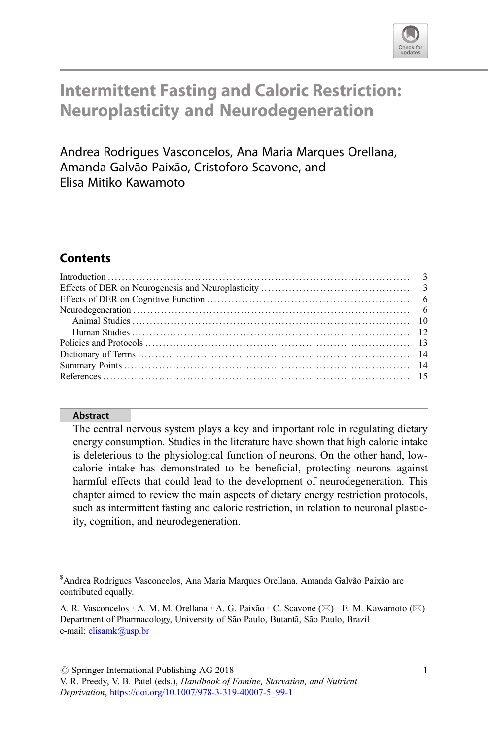# Intermittent Fasting and Caloric Restriction: Neuroplasticity and Neurodegeneration

Andrea Rodrigues Vasconcelos, Ana Maria Marques Orellana, Amanda Galvão Paixão, Cristoforo Scavone, and Elisa Mitiko Kawamoto

## Contents

| | |
|---|---|
| Introduction | 3 |
| Effects of DER on Neurogenesis and Neuroplasticity | 3 |
| Effects of DER on Cognitive Function | 6 |
| Neurodegeneration | 6 |
| Animal Studies | 10 |
| Human Studies | 12 |
| Policies and Protocols | 13 |
| Dictionary of Terms | 14 |
| Summary Points | 14 |
| References | 15 |

### Abstract

The central nervous system plays a key and important role in regulating dietary energy consumption. Studies in the literature have shown that high calorie intake is deleterious to the physiological function of neurons. On the other hand, low-calorie intake has demonstrated to be beneficial, protecting neurons against harmful effects that could lead to the development of neurodegeneration. This chapter aimed to review the main aspects of dietary energy restriction protocols, such as intermittent fasting and calorie restriction, in relation to neuronal plasticity, cognition, and neurodegeneration.

---

[$] Andrea Rodrigues Vasconcelos, Ana Maria Marques Orellana, Amanda Galvão Paixão are contributed equally.

A. R. Vasconcelos · A. M. M. Orellana · A. G. Paixão · C. Scavone (✉) · E. M. Kawamoto (✉)
Department of Pharmacology, University of São Paulo, Butantã, São Paulo, Brazil
e-mail: elisamk@usp.br

© Springer International Publishing AG 2018
V. R. Preedy, V. B. Patel (eds.), *Handbook of Famine, Starvation, and Nutrient Deprivation*, https://doi.org/10.1007/978-3-319-40007-5_99-1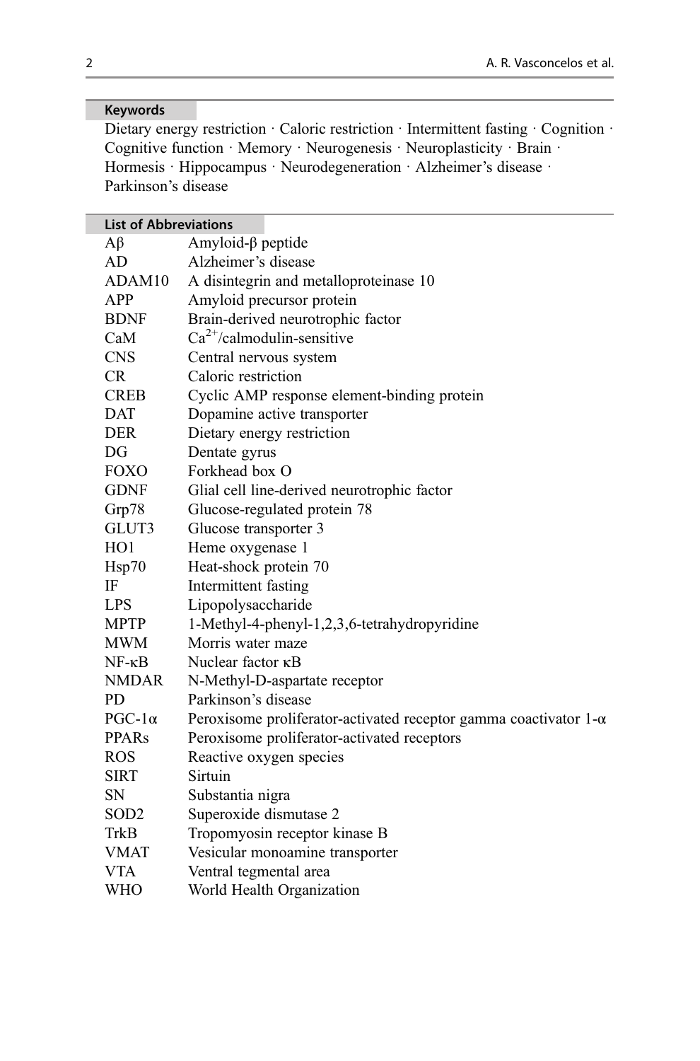**Keywords**

Dietary energy restriction · Caloric restriction · Intermittent fasting · Cognition · Cognitive function · Memory · Neurogenesis · Neuroplasticity · Brain · Hormesis · Hippocampus · Neurodegeneration · Alzheimer's disease · Parkinson's disease

**List of Abbreviations**

| | |
|---|---|
| Aβ | Amyloid-β peptide |
| AD | Alzheimer's disease |
| ADAM10 | A disintegrin and metalloproteinase 10 |
| APP | Amyloid precursor protein |
| BDNF | Brain-derived neurotrophic factor |
| CaM | $Ca^{2+}$/calmodulin-sensitive |
| CNS | Central nervous system |
| CR | Caloric restriction |
| CREB | Cyclic AMP response element-binding protein |
| DAT | Dopamine active transporter |
| DER | Dietary energy restriction |
| DG | Dentate gyrus |
| FOXO | Forkhead box O |
| GDNF | Glial cell line-derived neurotrophic factor |
| Grp78 | Glucose-regulated protein 78 |
| GLUT3 | Glucose transporter 3 |
| HO1 | Heme oxygenase 1 |
| Hsp70 | Heat-shock protein 70 |
| IF | Intermittent fasting |
| LPS | Lipopolysaccharide |
| MPTP | 1-Methyl-4-phenyl-1,2,3,6-tetrahydropyridine |
| MWM | Morris water maze |
| NF-κB | Nuclear factor κB |
| NMDAR | N-Methyl-D-aspartate receptor |
| PD | Parkinson's disease |
| PGC-1α | Peroxisome proliferator-activated receptor gamma coactivator 1-α |
| PPARs | Peroxisome proliferator-activated receptors |
| ROS | Reactive oxygen species |
| SIRT | Sirtuin |
| SN | Substantia nigra |
| SOD2 | Superoxide dismutase 2 |
| TrkB | Tropomyosin receptor kinase B |
| VMAT | Vesicular monoamine transporter |
| VTA | Ventral tegmental area |
| WHO | World Health Organization |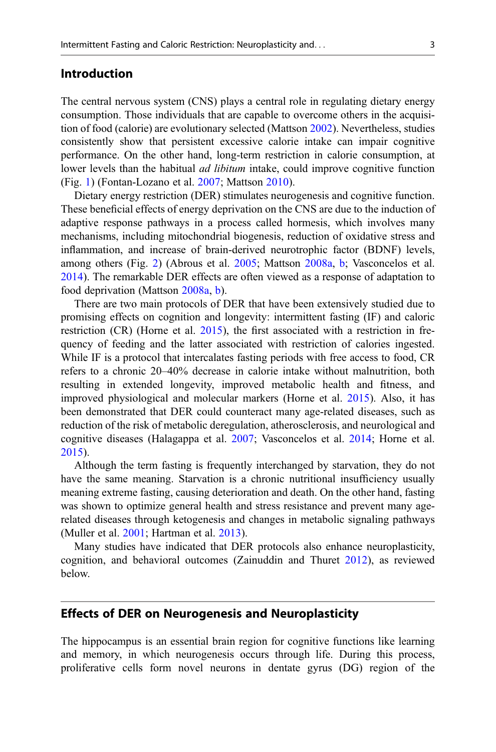## Introduction

The central nervous system (CNS) plays a central role in regulating dietary energy consumption. Those individuals that are capable to overcome others in the acquisition of food (calorie) are evolutionary selected (Mattson 2002). Nevertheless, studies consistently show that persistent excessive calorie intake can impair cognitive performance. On the other hand, long-term restriction in calorie consumption, at lower levels than the habitual *ad libitum* intake, could improve cognitive function (Fig. 1) (Fontan-Lozano et al. 2007; Mattson 2010).

Dietary energy restriction (DER) stimulates neurogenesis and cognitive function. These beneficial effects of energy deprivation on the CNS are due to the induction of adaptive response pathways in a process called hormesis, which involves many mechanisms, including mitochondrial biogenesis, reduction of oxidative stress and inflammation, and increase of brain-derived neurotrophic factor (BDNF) levels, among others (Fig. 2) (Abrous et al. 2005; Mattson 2008a, b; Vasconcelos et al. 2014). The remarkable DER effects are often viewed as a response of adaptation to food deprivation (Mattson 2008a, b).

There are two main protocols of DER that have been extensively studied due to promising effects on cognition and longevity: intermittent fasting (IF) and caloric restriction (CR) (Horne et al. 2015), the first associated with a restriction in frequency of feeding and the latter associated with restriction of calories ingested. While IF is a protocol that intercalates fasting periods with free access to food, CR refers to a chronic 20–40% decrease in calorie intake without malnutrition, both resulting in extended longevity, improved metabolic health and fitness, and improved physiological and molecular markers (Horne et al. 2015). Also, it has been demonstrated that DER could counteract many age-related diseases, such as reduction of the risk of metabolic deregulation, atherosclerosis, and neurological and cognitive diseases (Halagappa et al. 2007; Vasconcelos et al. 2014; Horne et al. 2015).

Although the term fasting is frequently interchanged by starvation, they do not have the same meaning. Starvation is a chronic nutritional insufficiency usually meaning extreme fasting, causing deterioration and death. On the other hand, fasting was shown to optimize general health and stress resistance and prevent many age-related diseases through ketogenesis and changes in metabolic signaling pathways (Muller et al. 2001; Hartman et al. 2013).

Many studies have indicated that DER protocols also enhance neuroplasticity, cognition, and behavioral outcomes (Zainuddin and Thuret 2012), as reviewed below.

## Effects of DER on Neurogenesis and Neuroplasticity

The hippocampus is an essential brain region for cognitive functions like learning and memory, in which neurogenesis occurs through life. During this process, proliferative cells form novel neurons in dentate gyrus (DG) region of the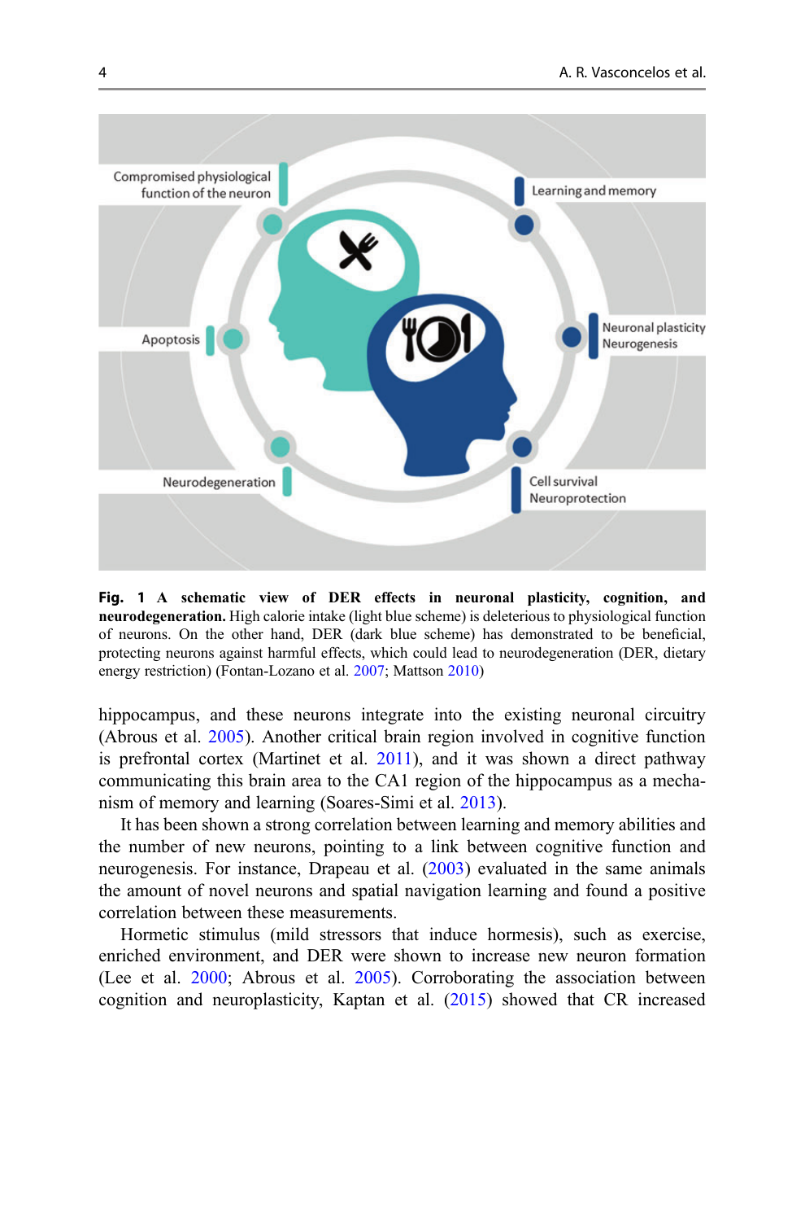**Fig. 1 A schematic view of DER effects in neuronal plasticity, cognition, and neurodegeneration.** High calorie intake (light blue scheme) is deleterious to physiological function of neurons. On the other hand, DER (dark blue scheme) has demonstrated to be beneficial, protecting neurons against harmful effects, which could lead to neurodegeneration (DER, dietary energy restriction) (Fontan-Lozano et al. 2007; Mattson 2010)

hippocampus, and these neurons integrate into the existing neuronal circuitry (Abrous et al. 2005). Another critical brain region involved in cognitive function is prefrontal cortex (Martinet et al. 2011), and it was shown a direct pathway communicating this brain area to the CA1 region of the hippocampus as a mechanism of memory and learning (Soares-Simi et al. 2013).

It has been shown a strong correlation between learning and memory abilities and the number of new neurons, pointing to a link between cognitive function and neurogenesis. For instance, Drapeau et al. (2003) evaluated in the same animals the amount of novel neurons and spatial navigation learning and found a positive correlation between these measurements.

Hormetic stimulus (mild stressors that induce hormesis), such as exercise, enriched environment, and DER were shown to increase new neuron formation (Lee et al. 2000; Abrous et al. 2005). Corroborating the association between cognition and neuroplasticity, Kaptan et al. (2015) showed that CR increased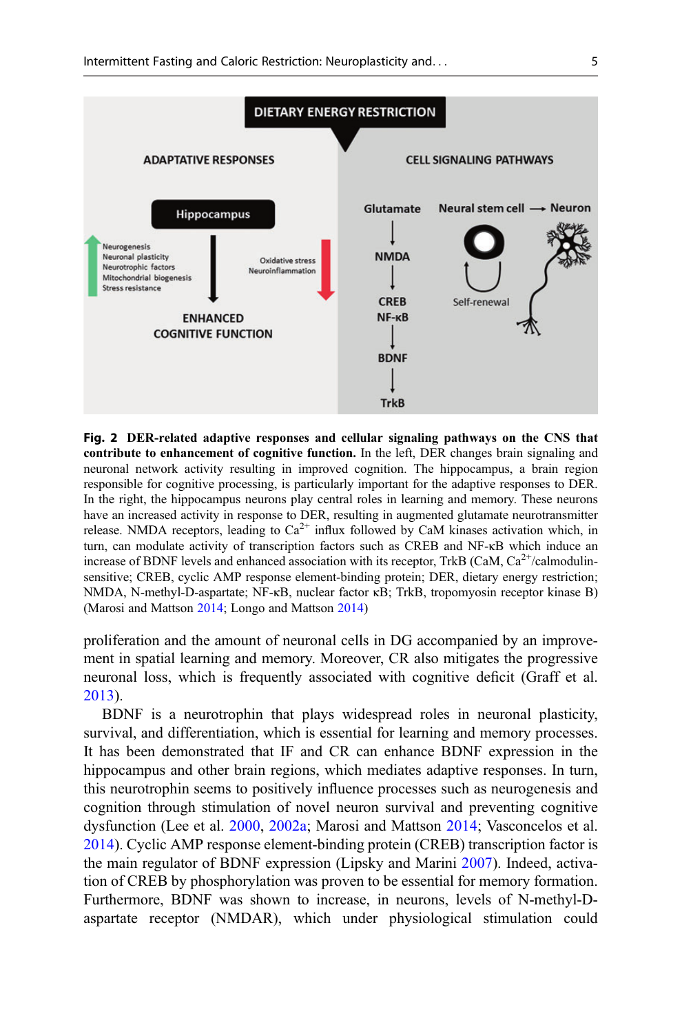**Fig. 2 DER-related adaptive responses and cellular signaling pathways on the CNS that contribute to enhancement of cognitive function.** In the left, DER changes brain signaling and neuronal network activity resulting in improved cognition. The hippocampus, a brain region responsible for cognitive processing, is particularly important for the adaptive responses to DER. In the right, the hippocampus neurons play central roles in learning and memory. These neurons have an increased activity in response to DER, resulting in augmented glutamate neurotransmitter release. NMDA receptors, leading to $Ca^{2+}$ influx followed by CaM kinases activation which, in turn, can modulate activity of transcription factors such as CREB and NF-κB which induce an increase of BDNF levels and enhanced association with its receptor, TrkB (CaM, $Ca^{2+}$/calmodulin-sensitive; CREB, cyclic AMP response element-binding protein; DER, dietary energy restriction; NMDA, N-methyl-D-aspartate; NF-κB, nuclear factor κB; TrkB, tropomyosin receptor kinase B) (Marosi and Mattson 2014; Longo and Mattson 2014)

proliferation and the amount of neuronal cells in DG accompanied by an improvement in spatial learning and memory. Moreover, CR also mitigates the progressive neuronal loss, which is frequently associated with cognitive deficit (Graff et al. 2013).

BDNF is a neurotrophin that plays widespread roles in neuronal plasticity, survival, and differentiation, which is essential for learning and memory processes. It has been demonstrated that IF and CR can enhance BDNF expression in the hippocampus and other brain regions, which mediates adaptive responses. In turn, this neurotrophin seems to positively influence processes such as neurogenesis and cognition through stimulation of novel neuron survival and preventing cognitive dysfunction (Lee et al. 2000, 2002a; Marosi and Mattson 2014; Vasconcelos et al. 2014). Cyclic AMP response element-binding protein (CREB) transcription factor is the main regulator of BDNF expression (Lipsky and Marini 2007). Indeed, activation of CREB by phosphorylation was proven to be essential for memory formation. Furthermore, BDNF was shown to increase, in neurons, levels of N-methyl-D-aspartate receptor (NMDAR), which under physiological stimulation could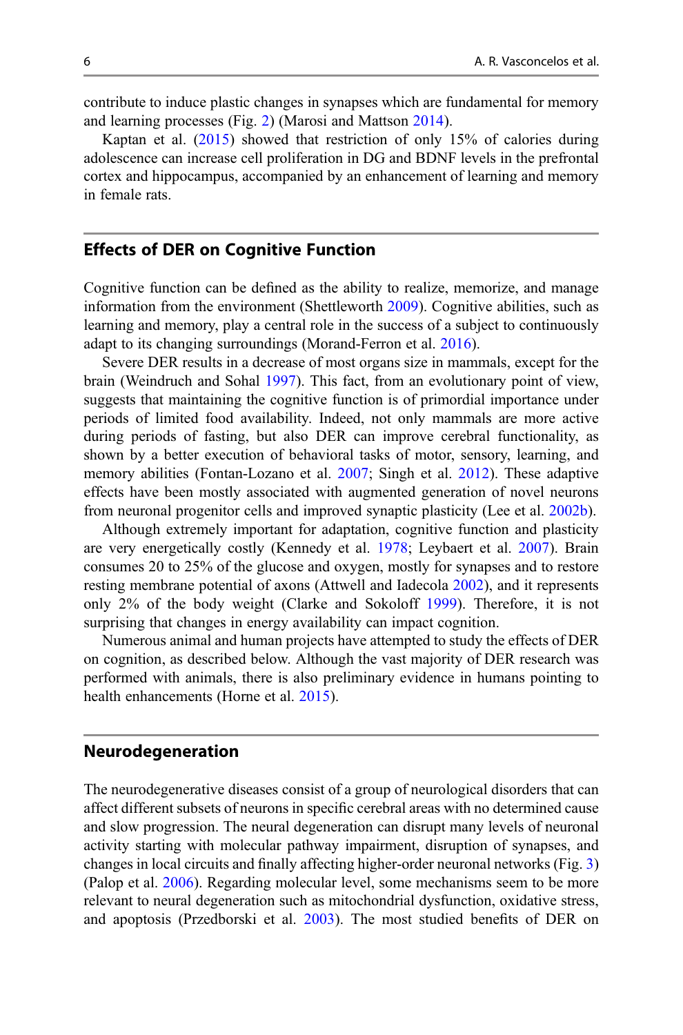contribute to induce plastic changes in synapses which are fundamental for memory and learning processes (Fig. 2) (Marosi and Mattson 2014).

Kaptan et al. (2015) showed that restriction of only 15% of calories during adolescence can increase cell proliferation in DG and BDNF levels in the prefrontal cortex and hippocampus, accompanied by an enhancement of learning and memory in female rats.

## Effects of DER on Cognitive Function

Cognitive function can be defined as the ability to realize, memorize, and manage information from the environment (Shettleworth 2009). Cognitive abilities, such as learning and memory, play a central role in the success of a subject to continuously adapt to its changing surroundings (Morand-Ferron et al. 2016).

Severe DER results in a decrease of most organs size in mammals, except for the brain (Weindruch and Sohal 1997). This fact, from an evolutionary point of view, suggests that maintaining the cognitive function is of primordial importance under periods of limited food availability. Indeed, not only mammals are more active during periods of fasting, but also DER can improve cerebral functionality, as shown by a better execution of behavioral tasks of motor, sensory, learning, and memory abilities (Fontan-Lozano et al. 2007; Singh et al. 2012). These adaptive effects have been mostly associated with augmented generation of novel neurons from neuronal progenitor cells and improved synaptic plasticity (Lee et al. 2002b).

Although extremely important for adaptation, cognitive function and plasticity are very energetically costly (Kennedy et al. 1978; Leybaert et al. 2007). Brain consumes 20 to 25% of the glucose and oxygen, mostly for synapses and to restore resting membrane potential of axons (Attwell and Iadecola 2002), and it represents only 2% of the body weight (Clarke and Sokoloff 1999). Therefore, it is not surprising that changes in energy availability can impact cognition.

Numerous animal and human projects have attempted to study the effects of DER on cognition, as described below. Although the vast majority of DER research was performed with animals, there is also preliminary evidence in humans pointing to health enhancements (Horne et al. 2015).

## Neurodegeneration

The neurodegenerative diseases consist of a group of neurological disorders that can affect different subsets of neurons in specific cerebral areas with no determined cause and slow progression. The neural degeneration can disrupt many levels of neuronal activity starting with molecular pathway impairment, disruption of synapses, and changes in local circuits and finally affecting higher-order neuronal networks (Fig. 3) (Palop et al. 2006). Regarding molecular level, some mechanisms seem to be more relevant to neural degeneration such as mitochondrial dysfunction, oxidative stress, and apoptosis (Przedborski et al. 2003). The most studied benefits of DER on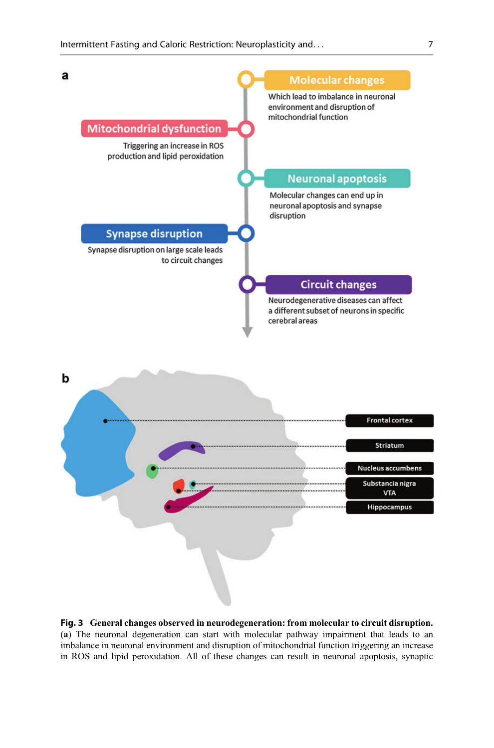**a**

**Molecular changes**

Which lead to imbalance in neuronal environment and disruption of mitochondrial function

**Mitochondrial dysfunction**

Triggering an increase in ROS production and lipid peroxidation

**Neuronal apoptosis**

Molecular changes can end up in neuronal apoptosis and synapse disruption

**Synapse disruption**

Synapse disruption on large scale leads to circuit changes

**Circuit changes**

Neurodegenerative diseases can affect a different subset of neurons in specific cerebral areas

**b**

Frontal cortex

Striatum

Nucleus accumbens

Substancia nigra
VTA

Hippocampus

**Fig. 3 General changes observed in neurodegeneration: from molecular to circuit disruption.** (**a**) The neuronal degeneration can start with molecular pathway impairment that leads to an imbalance in neuronal environment and disruption of mitochondrial function triggering an increase in ROS and lipid peroxidation. All of these changes can result in neuronal apoptosis, synaptic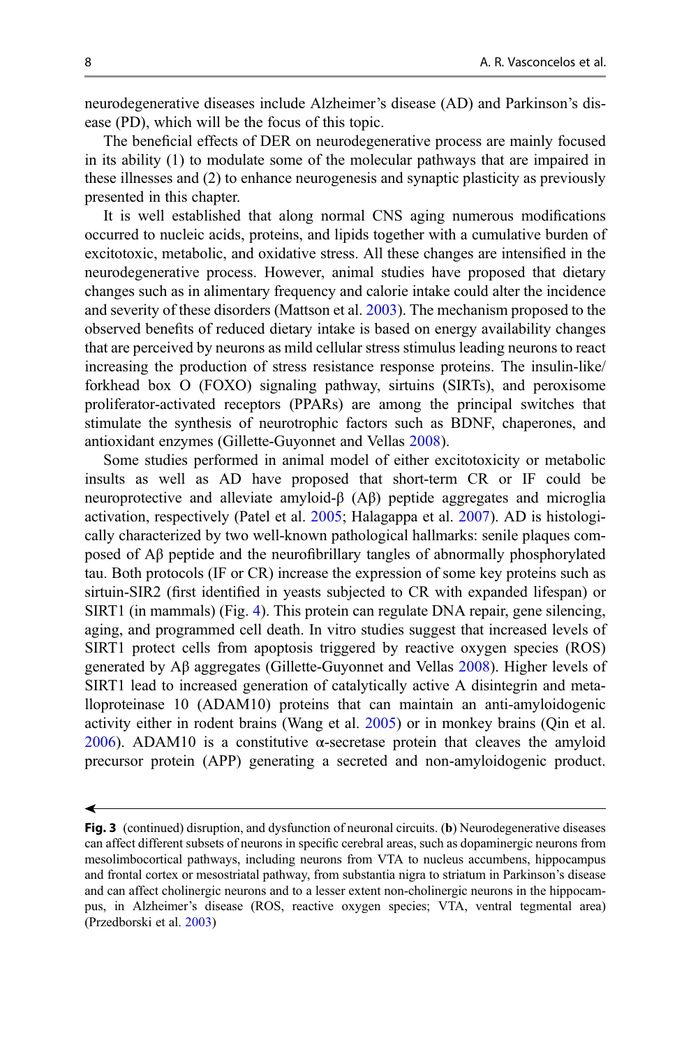neurodegenerative diseases include Alzheimer's disease (AD) and Parkinson's disease (PD), which will be the focus of this topic.

The beneficial effects of DER on neurodegenerative process are mainly focused in its ability (1) to modulate some of the molecular pathways that are impaired in these illnesses and (2) to enhance neurogenesis and synaptic plasticity as previously presented in this chapter.

It is well established that along normal CNS aging numerous modifications occurred to nucleic acids, proteins, and lipids together with a cumulative burden of excitotoxic, metabolic, and oxidative stress. All these changes are intensified in the neurodegenerative process. However, animal studies have proposed that dietary changes such as in alimentary frequency and calorie intake could alter the incidence and severity of these disorders (Mattson et al. 2003). The mechanism proposed to the observed benefits of reduced dietary intake is based on energy availability changes that are perceived by neurons as mild cellular stress stimulus leading neurons to react increasing the production of stress resistance response proteins. The insulin-like/forkhead box O (FOXO) signaling pathway, sirtuins (SIRTs), and peroxisome proliferator-activated receptors (PPARs) are among the principal switches that stimulate the synthesis of neurotrophic factors such as BDNF, chaperones, and antioxidant enzymes (Gillette-Guyonnet and Vellas 2008).

Some studies performed in animal model of either excitotoxicity or metabolic insults as well as AD have proposed that short-term CR or IF could be neuroprotective and alleviate amyloid-β (Aβ) peptide aggregates and microglia activation, respectively (Patel et al. 2005; Halagappa et al. 2007). AD is histologically characterized by two well-known pathological hallmarks: senile plaques composed of Aβ peptide and the neurofibrillary tangles of abnormally phosphorylated tau. Both protocols (IF or CR) increase the expression of some key proteins such as sirtuin-SIR2 (first identified in yeasts subjected to CR with expanded lifespan) or SIRT1 (in mammals) (Fig. 4). This protein can regulate DNA repair, gene silencing, aging, and programmed cell death. In vitro studies suggest that increased levels of SIRT1 protect cells from apoptosis triggered by reactive oxygen species (ROS) generated by Aβ aggregates (Gillette-Guyonnet and Vellas 2008). Higher levels of SIRT1 lead to increased generation of catalytically active A disintegrin and metalloproteinase 10 (ADAM10) proteins that can maintain an anti-amyloidogenic activity either in rodent brains (Wang et al. 2005) or in monkey brains (Qin et al. 2006). ADAM10 is a constitutive α-secretase protein that cleaves the amyloid precursor protein (APP) generating a secreted and non-amyloidogenic product.

**Fig. 3** (continued) disruption, and dysfunction of neuronal circuits. (**b**) Neurodegenerative diseases can affect different subsets of neurons in specific cerebral areas, such as dopaminergic neurons from mesolimbocortical pathways, including neurons from VTA to nucleus accumbens, hippocampus and frontal cortex or mesostriatal pathway, from substantia nigra to striatum in Parkinson's disease and can affect cholinergic neurons and to a lesser extent non-cholinergic neurons in the hippocampus, in Alzheimer's disease (ROS, reactive oxygen species; VTA, ventral tegmental area) (Przedborski et al. 2003)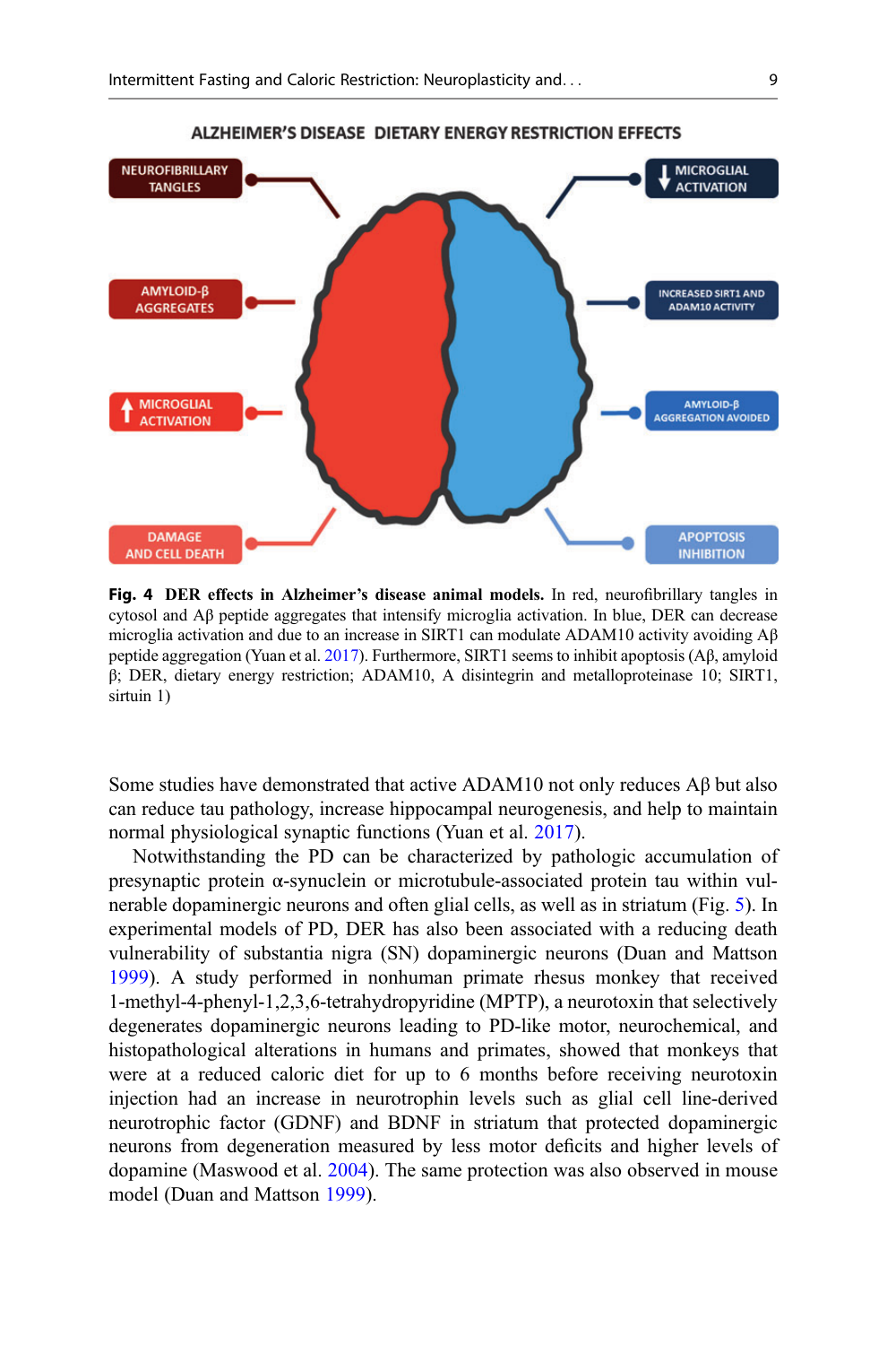**Fig. 4** **DER effects in Alzheimer's disease animal models.** In red, neurofibrillary tangles in cytosol and Aβ peptide aggregates that intensify microglia activation. In blue, DER can decrease microglia activation and due to an increase in SIRT1 can modulate ADAM10 activity avoiding Aβ peptide aggregation (Yuan et al. 2017). Furthermore, SIRT1 seems to inhibit apoptosis (Aβ, amyloid β; DER, dietary energy restriction; ADAM10, A disintegrin and metalloproteinase 10; SIRT1, sirtuin 1)

Some studies have demonstrated that active ADAM10 not only reduces Aβ but also can reduce tau pathology, increase hippocampal neurogenesis, and help to maintain normal physiological synaptic functions (Yuan et al. 2017).

Notwithstanding the PD can be characterized by pathologic accumulation of presynaptic protein α-synuclein or microtubule-associated protein tau within vulnerable dopaminergic neurons and often glial cells, as well as in striatum (Fig. 5). In experimental models of PD, DER has also been associated with a reducing death vulnerability of substantia nigra (SN) dopaminergic neurons (Duan and Mattson 1999). A study performed in nonhuman primate rhesus monkey that received 1-methyl-4-phenyl-1,2,3,6-tetrahydropyridine (MPTP), a neurotoxin that selectively degenerates dopaminergic neurons leading to PD-like motor, neurochemical, and histopathological alterations in humans and primates, showed that monkeys that were at a reduced caloric diet for up to 6 months before receiving neurotoxin injection had an increase in neurotrophin levels such as glial cell line-derived neurotrophic factor (GDNF) and BDNF in striatum that protected dopaminergic neurons from degeneration measured by less motor deficits and higher levels of dopamine (Maswood et al. 2004). The same protection was also observed in mouse model (Duan and Mattson 1999).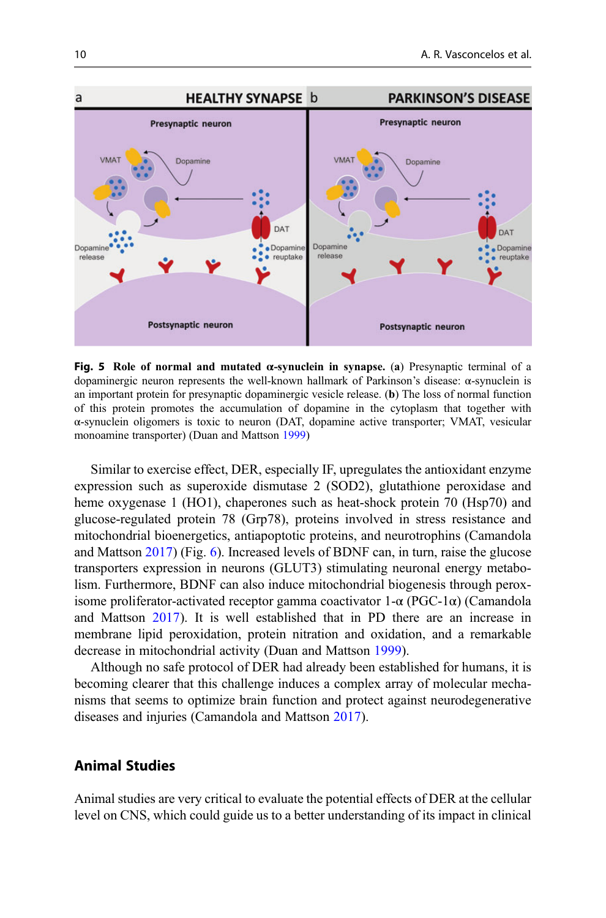**Fig. 5 Role of normal and mutated α-synuclein in synapse.** (**a**) Presynaptic terminal of a dopaminergic neuron represents the well-known hallmark of Parkinson's disease: α-synuclein is an important protein for presynaptic dopaminergic vesicle release. (**b**) The loss of normal function of this protein promotes the accumulation of dopamine in the cytoplasm that together with α-synuclein oligomers is toxic to neuron (DAT, dopamine active transporter; VMAT, vesicular monoamine transporter) (Duan and Mattson 1999)

Similar to exercise effect, DER, especially IF, upregulates the antioxidant enzyme expression such as superoxide dismutase 2 (SOD2), glutathione peroxidase and heme oxygenase 1 (HO1), chaperones such as heat-shock protein 70 (Hsp70) and glucose-regulated protein 78 (Grp78), proteins involved in stress resistance and mitochondrial bioenergetics, antiapoptotic proteins, and neurotrophins (Camandola and Mattson 2017) (Fig. 6). Increased levels of BDNF can, in turn, raise the glucose transporters expression in neurons (GLUT3) stimulating neuronal energy metabolism. Furthermore, BDNF can also induce mitochondrial biogenesis through peroxisome proliferator-activated receptor gamma coactivator 1-α (PGC-1α) (Camandola and Mattson 2017). It is well established that in PD there are an increase in membrane lipid peroxidation, protein nitration and oxidation, and a remarkable decrease in mitochondrial activity (Duan and Mattson 1999).

Although no safe protocol of DER had already been established for humans, it is becoming clearer that this challenge induces a complex array of molecular mechanisms that seems to optimize brain function and protect against neurodegenerative diseases and injuries (Camandola and Mattson 2017).

## Animal Studies

Animal studies are very critical to evaluate the potential effects of DER at the cellular level on CNS, which could guide us to a better understanding of its impact in clinical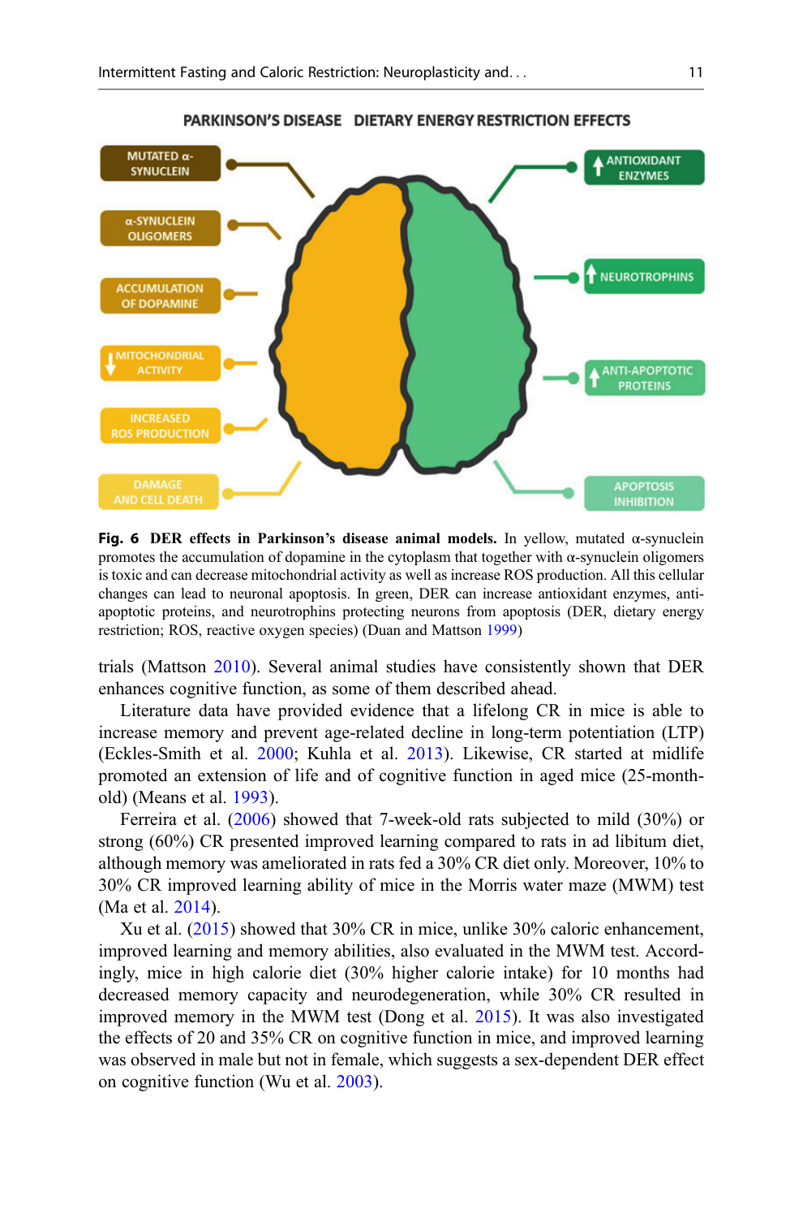**Fig. 6 DER effects in Parkinson's disease animal models.** In yellow, mutated α-synuclein promotes the accumulation of dopamine in the cytoplasm that together with α-synuclein oligomers is toxic and can decrease mitochondrial activity as well as increase ROS production. All this cellular changes can lead to neuronal apoptosis. In green, DER can increase antioxidant enzymes, anti-apoptotic proteins, and neurotrophins protecting neurons from apoptosis (DER, dietary energy restriction; ROS, reactive oxygen species) (Duan and Mattson 1999)

trials (Mattson 2010). Several animal studies have consistently shown that DER enhances cognitive function, as some of them described ahead.

Literature data have provided evidence that a lifelong CR in mice is able to increase memory and prevent age-related decline in long-term potentiation (LTP) (Eckles-Smith et al. 2000; Kuhla et al. 2013). Likewise, CR started at midlife promoted an extension of life and of cognitive function in aged mice (25-month-old) (Means et al. 1993).

Ferreira et al. (2006) showed that 7-week-old rats subjected to mild (30%) or strong (60%) CR presented improved learning compared to rats in ad libitum diet, although memory was ameliorated in rats fed a 30% CR diet only. Moreover, 10% to 30% CR improved learning ability of mice in the Morris water maze (MWM) test (Ma et al. 2014).

Xu et al. (2015) showed that 30% CR in mice, unlike 30% caloric enhancement, improved learning and memory abilities, also evaluated in the MWM test. Accordingly, mice in high calorie diet (30% higher calorie intake) for 10 months had decreased memory capacity and neurodegeneration, while 30% CR resulted in improved memory in the MWM test (Dong et al. 2015). It was also investigated the effects of 20 and 35% CR on cognitive function in mice, and improved learning was observed in male but not in female, which suggests a sex-dependent DER effect on cognitive function (Wu et al. 2003).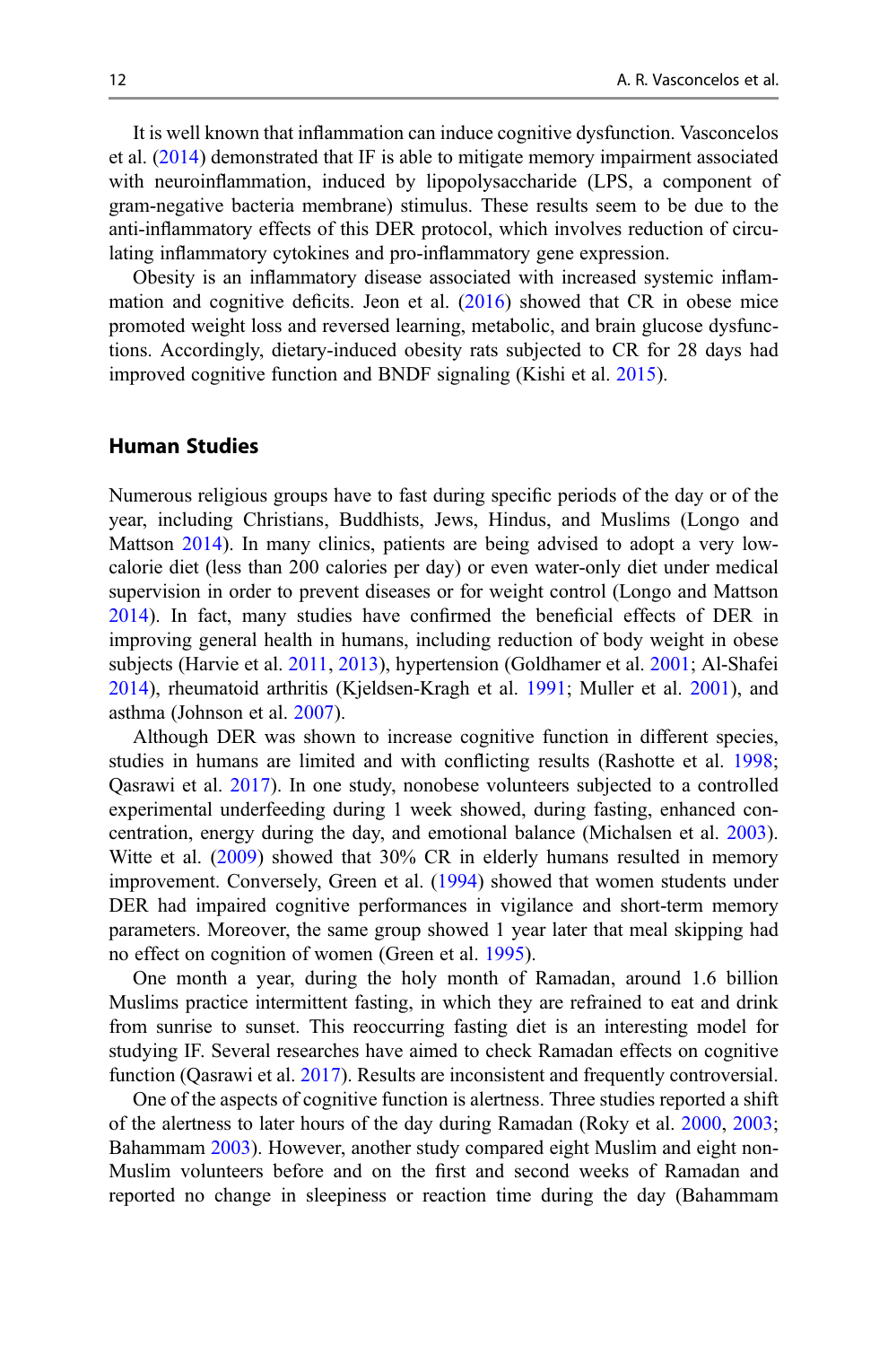It is well known that inflammation can induce cognitive dysfunction. Vasconcelos et al. (2014) demonstrated that IF is able to mitigate memory impairment associated with neuroinflammation, induced by lipopolysaccharide (LPS, a component of gram-negative bacteria membrane) stimulus. These results seem to be due to the anti-inflammatory effects of this DER protocol, which involves reduction of circulating inflammatory cytokines and pro-inflammatory gene expression.

Obesity is an inflammatory disease associated with increased systemic inflammation and cognitive deficits. Jeon et al. (2016) showed that CR in obese mice promoted weight loss and reversed learning, metabolic, and brain glucose dysfunctions. Accordingly, dietary-induced obesity rats subjected to CR for 28 days had improved cognitive function and BNDF signaling (Kishi et al. 2015).

## Human Studies

Numerous religious groups have to fast during specific periods of the day or of the year, including Christians, Buddhists, Jews, Hindus, and Muslims (Longo and Mattson 2014). In many clinics, patients are being advised to adopt a very low-calorie diet (less than 200 calories per day) or even water-only diet under medical supervision in order to prevent diseases or for weight control (Longo and Mattson 2014). In fact, many studies have confirmed the beneficial effects of DER in improving general health in humans, including reduction of body weight in obese subjects (Harvie et al. 2011, 2013), hypertension (Goldhamer et al. 2001; Al-Shafei 2014), rheumatoid arthritis (Kjeldsen-Kragh et al. 1991; Muller et al. 2001), and asthma (Johnson et al. 2007).

Although DER was shown to increase cognitive function in different species, studies in humans are limited and with conflicting results (Rashotte et al. 1998; Qasrawi et al. 2017). In one study, nonobese volunteers subjected to a controlled experimental underfeeding during 1 week showed, during fasting, enhanced concentration, energy during the day, and emotional balance (Michalsen et al. 2003). Witte et al. (2009) showed that 30% CR in elderly humans resulted in memory improvement. Conversely, Green et al. (1994) showed that women students under DER had impaired cognitive performances in vigilance and short-term memory parameters. Moreover, the same group showed 1 year later that meal skipping had no effect on cognition of women (Green et al. 1995).

One month a year, during the holy month of Ramadan, around 1.6 billion Muslims practice intermittent fasting, in which they are refrained to eat and drink from sunrise to sunset. This reoccurring fasting diet is an interesting model for studying IF. Several researches have aimed to check Ramadan effects on cognitive function (Qasrawi et al. 2017). Results are inconsistent and frequently controversial.

One of the aspects of cognitive function is alertness. Three studies reported a shift of the alertness to later hours of the day during Ramadan (Roky et al. 2000, 2003; Bahammam 2003). However, another study compared eight Muslim and eight non-Muslim volunteers before and on the first and second weeks of Ramadan and reported no change in sleepiness or reaction time during the day (Bahammam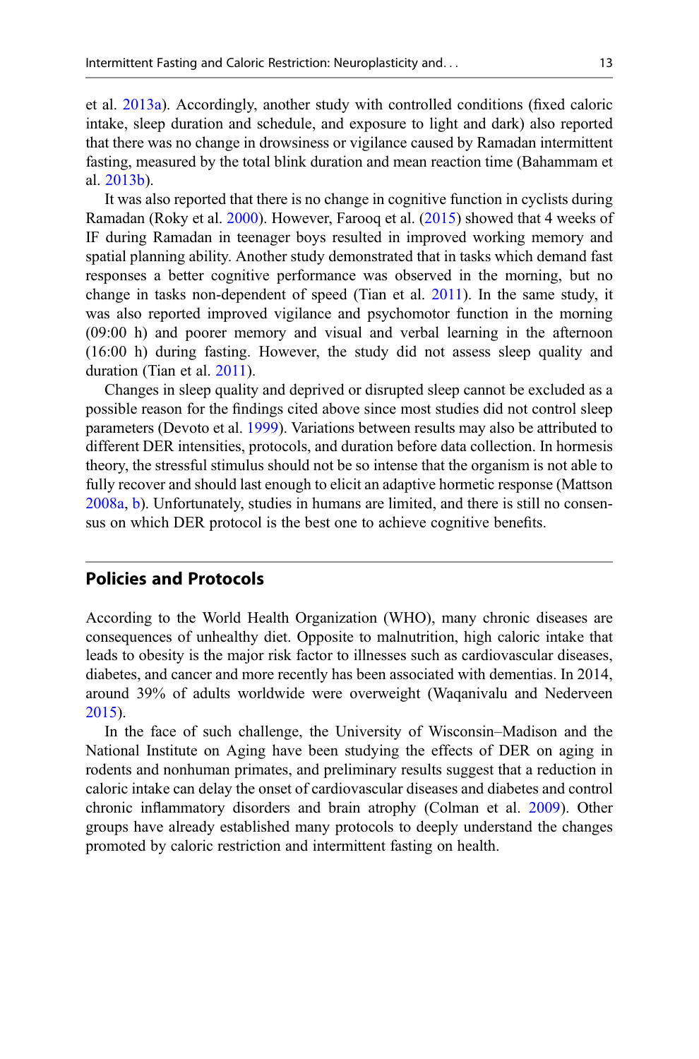et al. 2013a). Accordingly, another study with controlled conditions (fixed caloric intake, sleep duration and schedule, and exposure to light and dark) also reported that there was no change in drowsiness or vigilance caused by Ramadan intermittent fasting, measured by the total blink duration and mean reaction time (Bahammam et al. 2013b).

It was also reported that there is no change in cognitive function in cyclists during Ramadan (Roky et al. 2000). However, Farooq et al. (2015) showed that 4 weeks of IF during Ramadan in teenager boys resulted in improved working memory and spatial planning ability. Another study demonstrated that in tasks which demand fast responses a better cognitive performance was observed in the morning, but no change in tasks non-dependent of speed (Tian et al. 2011). In the same study, it was also reported improved vigilance and psychomotor function in the morning (09:00 h) and poorer memory and visual and verbal learning in the afternoon (16:00 h) during fasting. However, the study did not assess sleep quality and duration (Tian et al. 2011).

Changes in sleep quality and deprived or disrupted sleep cannot be excluded as a possible reason for the findings cited above since most studies did not control sleep parameters (Devoto et al. 1999). Variations between results may also be attributed to different DER intensities, protocols, and duration before data collection. In hormesis theory, the stressful stimulus should not be so intense that the organism is not able to fully recover and should last enough to elicit an adaptive hormetic response (Mattson 2008a, b). Unfortunately, studies in humans are limited, and there is still no consensus on which DER protocol is the best one to achieve cognitive benefits.

## Policies and Protocols

According to the World Health Organization (WHO), many chronic diseases are consequences of unhealthy diet. Opposite to malnutrition, high caloric intake that leads to obesity is the major risk factor to illnesses such as cardiovascular diseases, diabetes, and cancer and more recently has been associated with dementias. In 2014, around 39% of adults worldwide were overweight (Waqanivalu and Nederveen 2015).

In the face of such challenge, the University of Wisconsin–Madison and the National Institute on Aging have been studying the effects of DER on aging in rodents and nonhuman primates, and preliminary results suggest that a reduction in caloric intake can delay the onset of cardiovascular diseases and diabetes and control chronic inflammatory disorders and brain atrophy (Colman et al. 2009). Other groups have already established many protocols to deeply understand the changes promoted by caloric restriction and intermittent fasting on health.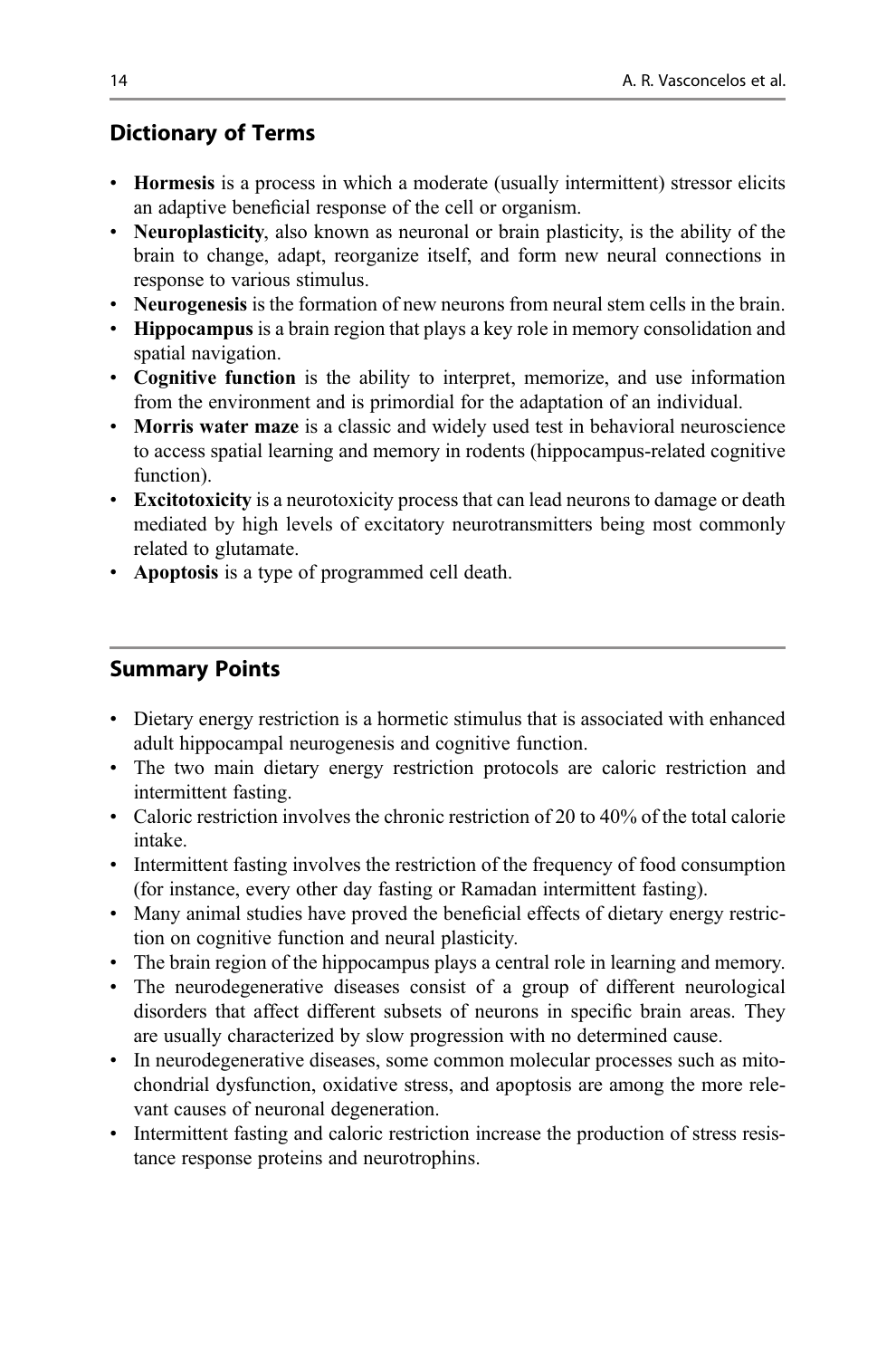## Dictionary of Terms

- **Hormesis** is a process in which a moderate (usually intermittent) stressor elicits an adaptive beneficial response of the cell or organism.
- **Neuroplasticity**, also known as neuronal or brain plasticity, is the ability of the brain to change, adapt, reorganize itself, and form new neural connections in response to various stimulus.
- **Neurogenesis** is the formation of new neurons from neural stem cells in the brain.
- **Hippocampus** is a brain region that plays a key role in memory consolidation and spatial navigation.
- **Cognitive function** is the ability to interpret, memorize, and use information from the environment and is primordial for the adaptation of an individual.
- **Morris water maze** is a classic and widely used test in behavioral neuroscience to access spatial learning and memory in rodents (hippocampus-related cognitive function).
- **Excitotoxicity** is a neurotoxicity process that can lead neurons to damage or death mediated by high levels of excitatory neurotransmitters being most commonly related to glutamate.
- **Apoptosis** is a type of programmed cell death.

## Summary Points

- Dietary energy restriction is a hormetic stimulus that is associated with enhanced adult hippocampal neurogenesis and cognitive function.
- The two main dietary energy restriction protocols are caloric restriction and intermittent fasting.
- Caloric restriction involves the chronic restriction of 20 to 40% of the total calorie intake.
- Intermittent fasting involves the restriction of the frequency of food consumption (for instance, every other day fasting or Ramadan intermittent fasting).
- Many animal studies have proved the beneficial effects of dietary energy restriction on cognitive function and neural plasticity.
- The brain region of the hippocampus plays a central role in learning and memory.
- The neurodegenerative diseases consist of a group of different neurological disorders that affect different subsets of neurons in specific brain areas. They are usually characterized by slow progression with no determined cause.
- In neurodegenerative diseases, some common molecular processes such as mitochondrial dysfunction, oxidative stress, and apoptosis are among the more relevant causes of neuronal degeneration.
- Intermittent fasting and caloric restriction increase the production of stress resistance response proteins and neurotrophins.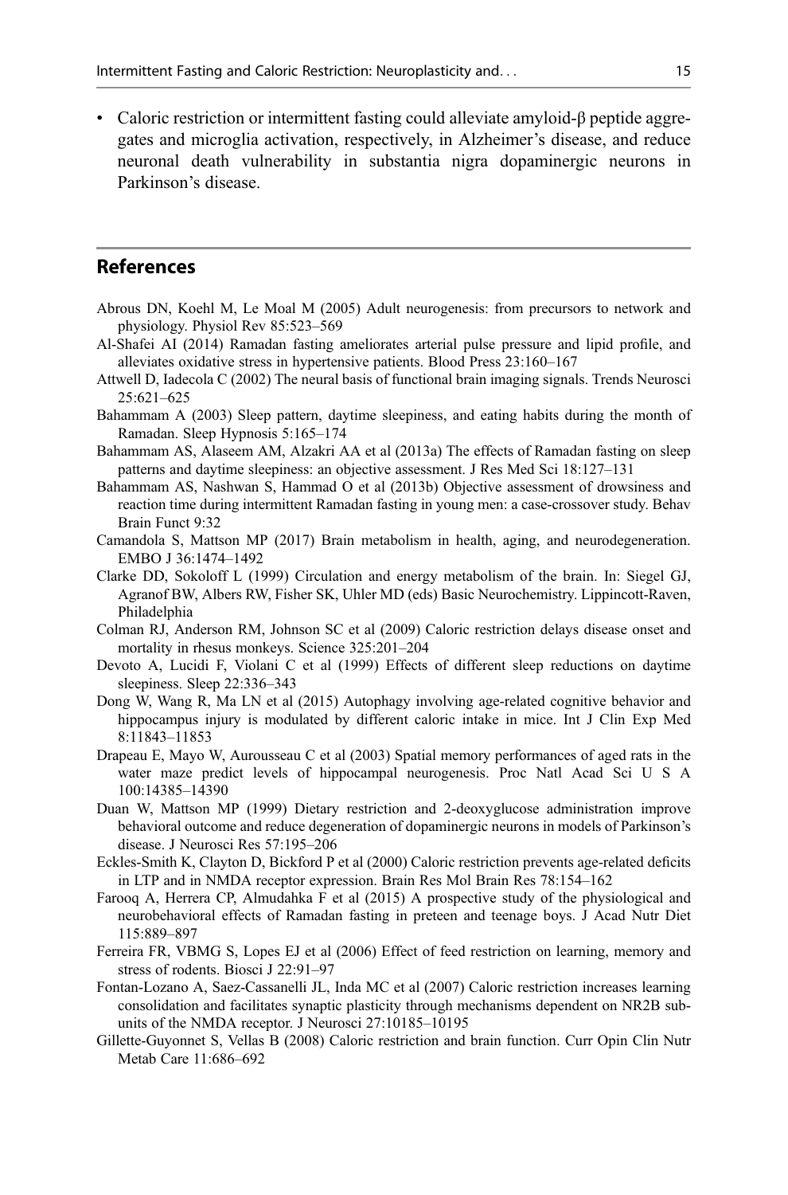- Caloric restriction or intermittent fasting could alleviate amyloid-β peptide aggregates and microglia activation, respectively, in Alzheimer's disease, and reduce neuronal death vulnerability in substantia nigra dopaminergic neurons in Parkinson's disease.

## References

Abrous DN, Koehl M, Le Moal M (2005) Adult neurogenesis: from precursors to network and physiology. Physiol Rev 85:523–569

Al-Shafei AI (2014) Ramadan fasting ameliorates arterial pulse pressure and lipid profile, and alleviates oxidative stress in hypertensive patients. Blood Press 23:160–167

Attwell D, Iadecola C (2002) The neural basis of functional brain imaging signals. Trends Neurosci 25:621–625

Bahammam A (2003) Sleep pattern, daytime sleepiness, and eating habits during the month of Ramadan. Sleep Hypnosis 5:165–174

Bahammam AS, Alaseem AM, Alzakri AA et al (2013a) The effects of Ramadan fasting on sleep patterns and daytime sleepiness: an objective assessment. J Res Med Sci 18:127–131

Bahammam AS, Nashwan S, Hammad O et al (2013b) Objective assessment of drowsiness and reaction time during intermittent Ramadan fasting in young men: a case-crossover study. Behav Brain Funct 9:32

Camandola S, Mattson MP (2017) Brain metabolism in health, aging, and neurodegeneration. EMBO J 36:1474–1492

Clarke DD, Sokoloff L (1999) Circulation and energy metabolism of the brain. In: Siegel GJ, Agranof BW, Albers RW, Fisher SK, Uhler MD (eds) Basic Neurochemistry. Lippincott-Raven, Philadelphia

Colman RJ, Anderson RM, Johnson SC et al (2009) Caloric restriction delays disease onset and mortality in rhesus monkeys. Science 325:201–204

Devoto A, Lucidi F, Violani C et al (1999) Effects of different sleep reductions on daytime sleepiness. Sleep 22:336–343

Dong W, Wang R, Ma LN et al (2015) Autophagy involving age-related cognitive behavior and hippocampus injury is modulated by different caloric intake in mice. Int J Clin Exp Med 8:11843–11853

Drapeau E, Mayo W, Aurousseau C et al (2003) Spatial memory performances of aged rats in the water maze predict levels of hippocampal neurogenesis. Proc Natl Acad Sci U S A 100:14385–14390

Duan W, Mattson MP (1999) Dietary restriction and 2-deoxyglucose administration improve behavioral outcome and reduce degeneration of dopaminergic neurons in models of Parkinson's disease. J Neurosci Res 57:195–206

Eckles-Smith K, Clayton D, Bickford P et al (2000) Caloric restriction prevents age-related deficits in LTP and in NMDA receptor expression. Brain Res Mol Brain Res 78:154–162

Farooq A, Herrera CP, Almudahka F et al (2015) A prospective study of the physiological and neurobehavioral effects of Ramadan fasting in preteen and teenage boys. J Acad Nutr Diet 115:889–897

Ferreira FR, VBMG S, Lopes EJ et al (2006) Effect of feed restriction on learning, memory and stress of rodents. Biosci J 22:91–97

Fontan-Lozano A, Saez-Cassanelli JL, Inda MC et al (2007) Caloric restriction increases learning consolidation and facilitates synaptic plasticity through mechanisms dependent on NR2B subunits of the NMDA receptor. J Neurosci 27:10185–10195

Gillette-Guyonnet S, Vellas B (2008) Caloric restriction and brain function. Curr Opin Clin Nutr Metab Care 11:686–692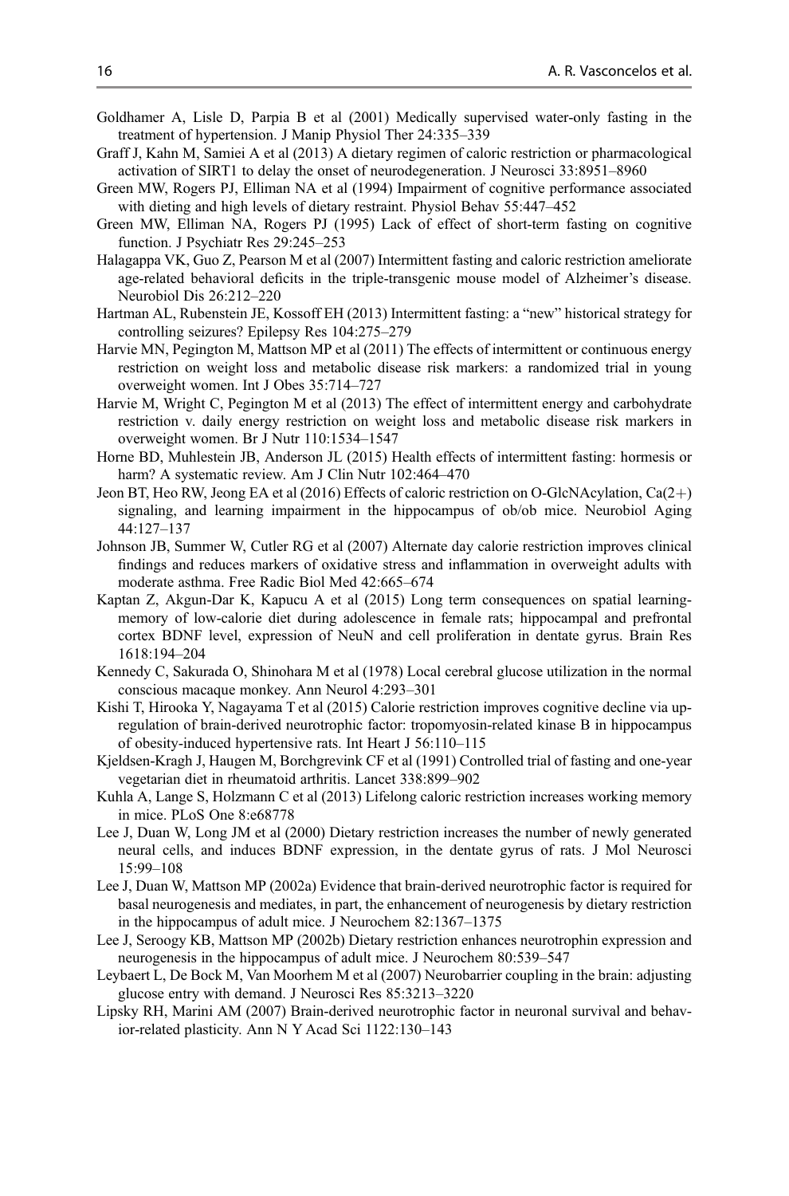Goldhamer A, Lisle D, Parpia B et al (2001) Medically supervised water-only fasting in the treatment of hypertension. J Manip Physiol Ther 24:335–339

Graff J, Kahn M, Samiei A et al (2013) A dietary regimen of caloric restriction or pharmacological activation of SIRT1 to delay the onset of neurodegeneration. J Neurosci 33:8951–8960

Green MW, Rogers PJ, Elliman NA et al (1994) Impairment of cognitive performance associated with dieting and high levels of dietary restraint. Physiol Behav 55:447–452

Green MW, Elliman NA, Rogers PJ (1995) Lack of effect of short-term fasting on cognitive function. J Psychiatr Res 29:245–253

Halagappa VK, Guo Z, Pearson M et al (2007) Intermittent fasting and caloric restriction ameliorate age-related behavioral deficits in the triple-transgenic mouse model of Alzheimer's disease. Neurobiol Dis 26:212–220

Hartman AL, Rubenstein JE, Kossoff EH (2013) Intermittent fasting: a "new" historical strategy for controlling seizures? Epilepsy Res 104:275–279

Harvie MN, Pegington M, Mattson MP et al (2011) The effects of intermittent or continuous energy restriction on weight loss and metabolic disease risk markers: a randomized trial in young overweight women. Int J Obes 35:714–727

Harvie M, Wright C, Pegington M et al (2013) The effect of intermittent energy and carbohydrate restriction v. daily energy restriction on weight loss and metabolic disease risk markers in overweight women. Br J Nutr 110:1534–1547

Horne BD, Muhlestein JB, Anderson JL (2015) Health effects of intermittent fasting: hormesis or harm? A systematic review. Am J Clin Nutr 102:464–470

Jeon BT, Heo RW, Jeong EA et al (2016) Effects of caloric restriction on O-GlcNAcylation, Ca(2+) signaling, and learning impairment in the hippocampus of ob/ob mice. Neurobiol Aging 44:127–137

Johnson JB, Summer W, Cutler RG et al (2007) Alternate day calorie restriction improves clinical findings and reduces markers of oxidative stress and inflammation in overweight adults with moderate asthma. Free Radic Biol Med 42:665–674

Kaptan Z, Akgun-Dar K, Kapucu A et al (2015) Long term consequences on spatial learning-memory of low-calorie diet during adolescence in female rats; hippocampal and prefrontal cortex BDNF level, expression of NeuN and cell proliferation in dentate gyrus. Brain Res 1618:194–204

Kennedy C, Sakurada O, Shinohara M et al (1978) Local cerebral glucose utilization in the normal conscious macaque monkey. Ann Neurol 4:293–301

Kishi T, Hirooka Y, Nagayama T et al (2015) Calorie restriction improves cognitive decline via up-regulation of brain-derived neurotrophic factor: tropomyosin-related kinase B in hippocampus of obesity-induced hypertensive rats. Int Heart J 56:110–115

Kjeldsen-Kragh J, Haugen M, Borchgrevink CF et al (1991) Controlled trial of fasting and one-year vegetarian diet in rheumatoid arthritis. Lancet 338:899–902

Kuhla A, Lange S, Holzmann C et al (2013) Lifelong caloric restriction increases working memory in mice. PLoS One 8:e68778

Lee J, Duan W, Long JM et al (2000) Dietary restriction increases the number of newly generated neural cells, and induces BDNF expression, in the dentate gyrus of rats. J Mol Neurosci 15:99–108

Lee J, Duan W, Mattson MP (2002a) Evidence that brain-derived neurotrophic factor is required for basal neurogenesis and mediates, in part, the enhancement of neurogenesis by dietary restriction in the hippocampus of adult mice. J Neurochem 82:1367–1375

Lee J, Seroogy KB, Mattson MP (2002b) Dietary restriction enhances neurotrophin expression and neurogenesis in the hippocampus of adult mice. J Neurochem 80:539–547

Leybaert L, De Bock M, Van Moorhem M et al (2007) Neurobarrier coupling in the brain: adjusting glucose entry with demand. J Neurosci Res 85:3213–3220

Lipsky RH, Marini AM (2007) Brain-derived neurotrophic factor in neuronal survival and behavior-related plasticity. Ann N Y Acad Sci 1122:130–143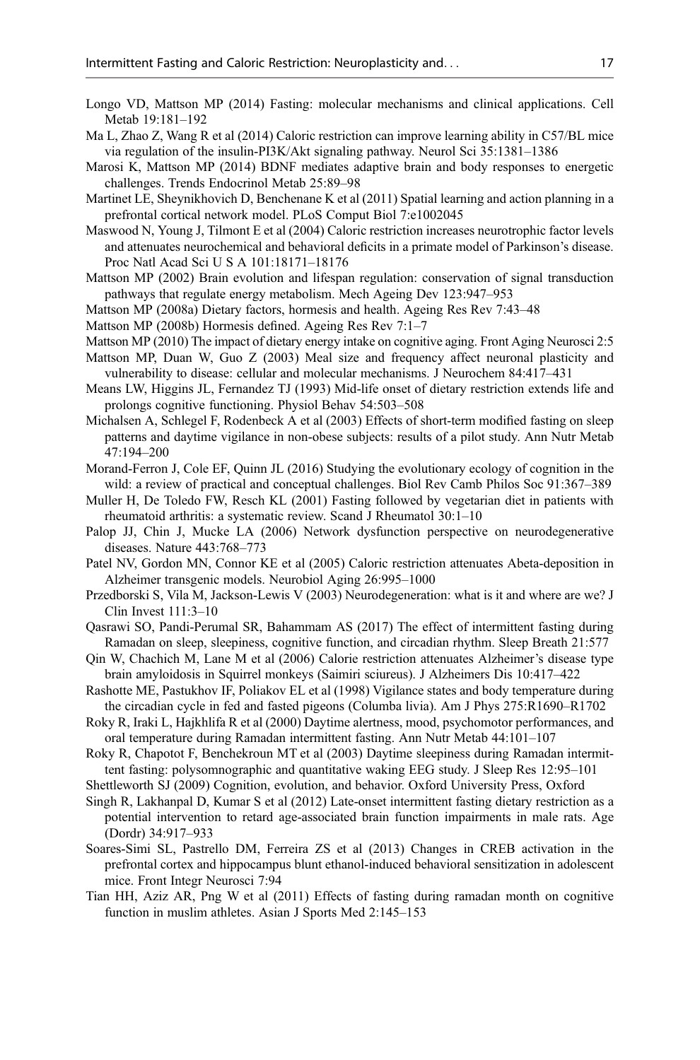Longo VD, Mattson MP (2014) Fasting: molecular mechanisms and clinical applications. Cell Metab 19:181–192

Ma L, Zhao Z, Wang R et al (2014) Caloric restriction can improve learning ability in C57/BL mice via regulation of the insulin-PI3K/Akt signaling pathway. Neurol Sci 35:1381–1386

Marosi K, Mattson MP (2014) BDNF mediates adaptive brain and body responses to energetic challenges. Trends Endocrinol Metab 25:89–98

Martinet LE, Sheynikhovich D, Benchenane K et al (2011) Spatial learning and action planning in a prefrontal cortical network model. PLoS Comput Biol 7:e1002045

Maswood N, Young J, Tilmont E et al (2004) Caloric restriction increases neurotrophic factor levels and attenuates neurochemical and behavioral deficits in a primate model of Parkinson's disease. Proc Natl Acad Sci U S A 101:18171–18176

Mattson MP (2002) Brain evolution and lifespan regulation: conservation of signal transduction pathways that regulate energy metabolism. Mech Ageing Dev 123:947–953

Mattson MP (2008a) Dietary factors, hormesis and health. Ageing Res Rev 7:43–48

Mattson MP (2008b) Hormesis defined. Ageing Res Rev 7:1–7

Mattson MP (2010) The impact of dietary energy intake on cognitive aging. Front Aging Neurosci 2:5

Mattson MP, Duan W, Guo Z (2003) Meal size and frequency affect neuronal plasticity and vulnerability to disease: cellular and molecular mechanisms. J Neurochem 84:417–431

Means LW, Higgins JL, Fernandez TJ (1993) Mid-life onset of dietary restriction extends life and prolongs cognitive functioning. Physiol Behav 54:503–508

Michalsen A, Schlegel F, Rodenbeck A et al (2003) Effects of short-term modified fasting on sleep patterns and daytime vigilance in non-obese subjects: results of a pilot study. Ann Nutr Metab 47:194–200

Morand-Ferron J, Cole EF, Quinn JL (2016) Studying the evolutionary ecology of cognition in the wild: a review of practical and conceptual challenges. Biol Rev Camb Philos Soc 91:367–389

Muller H, De Toledo FW, Resch KL (2001) Fasting followed by vegetarian diet in patients with rheumatoid arthritis: a systematic review. Scand J Rheumatol 30:1–10

Palop JJ, Chin J, Mucke LA (2006) Network dysfunction perspective on neurodegenerative diseases. Nature 443:768–773

Patel NV, Gordon MN, Connor KE et al (2005) Caloric restriction attenuates Abeta-deposition in Alzheimer transgenic models. Neurobiol Aging 26:995–1000

Przedborski S, Vila M, Jackson-Lewis V (2003) Neurodegeneration: what is it and where are we? J Clin Invest 111:3–10

Qasrawi SO, Pandi-Perumal SR, Bahammam AS (2017) The effect of intermittent fasting during Ramadan on sleep, sleepiness, cognitive function, and circadian rhythm. Sleep Breath 21:577

Qin W, Chachich M, Lane M et al (2006) Calorie restriction attenuates Alzheimer's disease type brain amyloidosis in Squirrel monkeys (Saimiri sciureus). J Alzheimers Dis 10:417–422

Rashotte ME, Pastukhov IF, Poliakov EL et al (1998) Vigilance states and body temperature during the circadian cycle in fed and fasted pigeons (Columba livia). Am J Phys 275:R1690–R1702

Roky R, Iraki L, Hajkhlifa R et al (2000) Daytime alertness, mood, psychomotor performances, and oral temperature during Ramadan intermittent fasting. Ann Nutr Metab 44:101–107

Roky R, Chapotot F, Benchekroun MT et al (2003) Daytime sleepiness during Ramadan intermittent fasting: polysomnographic and quantitative waking EEG study. J Sleep Res 12:95–101

Shettleworth SJ (2009) Cognition, evolution, and behavior. Oxford University Press, Oxford

Singh R, Lakhanpal D, Kumar S et al (2012) Late-onset intermittent fasting dietary restriction as a potential intervention to retard age-associated brain function impairments in male rats. Age (Dordr) 34:917–933

Soares-Simi SL, Pastrello DM, Ferreira ZS et al (2013) Changes in CREB activation in the prefrontal cortex and hippocampus blunt ethanol-induced behavioral sensitization in adolescent mice. Front Integr Neurosci 7:94

Tian HH, Aziz AR, Png W et al (2011) Effects of fasting during ramadan month on cognitive function in muslim athletes. Asian J Sports Med 2:145–153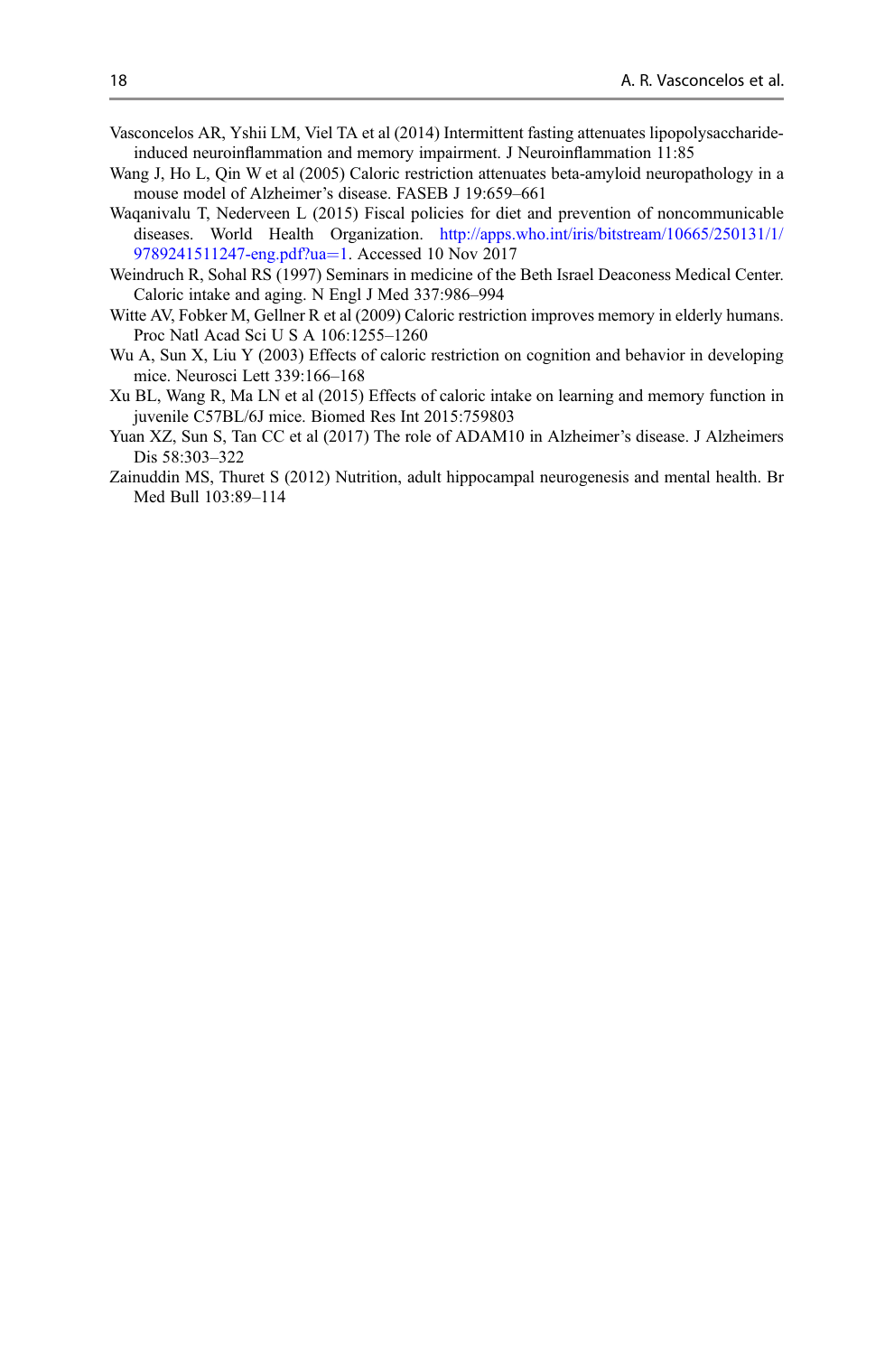Vasconcelos AR, Yshii LM, Viel TA et al (2014) Intermittent fasting attenuates lipopolysaccharide-induced neuroinflammation and memory impairment. J Neuroinflammation 11:85

Wang J, Ho L, Qin W et al (2005) Caloric restriction attenuates beta-amyloid neuropathology in a mouse model of Alzheimer's disease. FASEB J 19:659–661

Waqanivalu T, Nederveen L (2015) Fiscal policies for diet and prevention of noncommunicable diseases. World Health Organization. http://apps.who.int/iris/bitstream/10665/250131/1/9789241511247-eng.pdf?ua=1. Accessed 10 Nov 2017

Weindruch R, Sohal RS (1997) Seminars in medicine of the Beth Israel Deaconess Medical Center. Caloric intake and aging. N Engl J Med 337:986–994

Witte AV, Fobker M, Gellner R et al (2009) Caloric restriction improves memory in elderly humans. Proc Natl Acad Sci U S A 106:1255–1260

Wu A, Sun X, Liu Y (2003) Effects of caloric restriction on cognition and behavior in developing mice. Neurosci Lett 339:166–168

Xu BL, Wang R, Ma LN et al (2015) Effects of caloric intake on learning and memory function in juvenile C57BL/6J mice. Biomed Res Int 2015:759803

Yuan XZ, Sun S, Tan CC et al (2017) The role of ADAM10 in Alzheimer's disease. J Alzheimers Dis 58:303–322

Zainuddin MS, Thuret S (2012) Nutrition, adult hippocampal neurogenesis and mental health. Br Med Bull 103:89–114